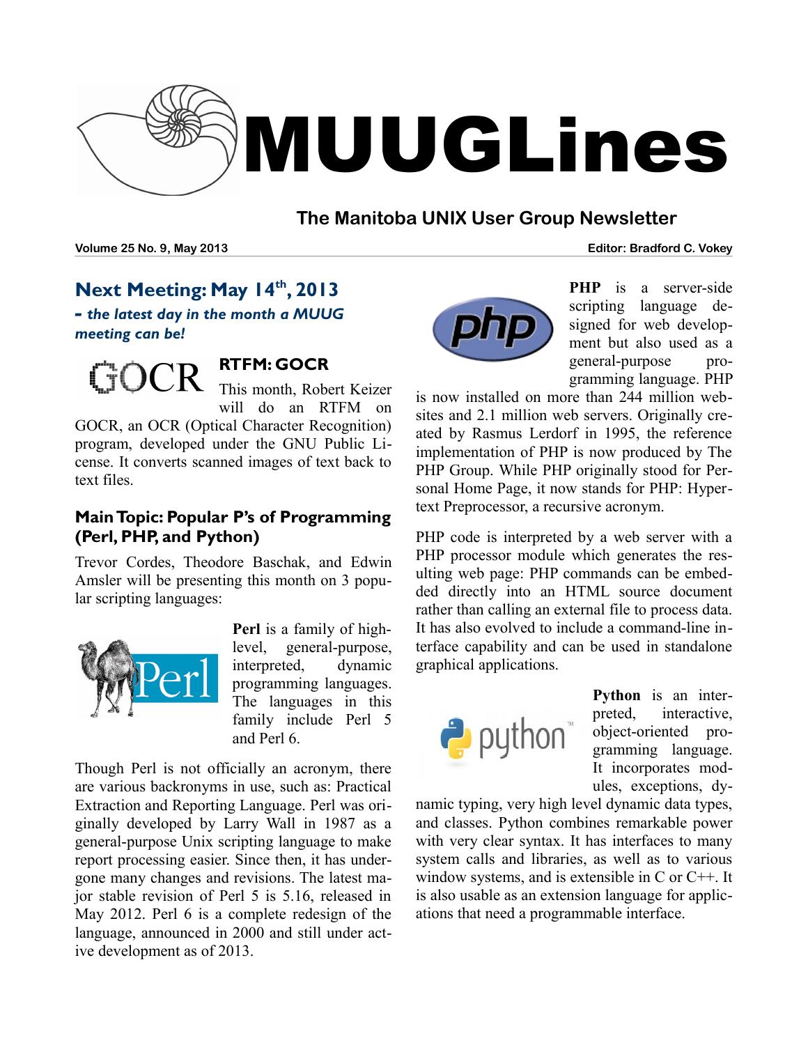# MUUGLines

## The Manitoba UNIX User Group Newsletter

Volume 25 No. 9, May 2013 — Editor: Bradford C. Vokey

## Next Meeting: May 14th, 2013

***– the latest day in the month a MUUG meeting can be!***

### RTFM: GOCR

This month, Robert Keizer will do an RTFM on GOCR, an OCR (Optical Character Recognition) program, developed under the GNU Public License. It converts scanned images of text back to text files.

### Main Topic: Popular P's of Programming (Perl, PHP, and Python)

Trevor Cordes, Theodore Baschak, and Edwin Amsler will be presenting this month on 3 popular scripting languages:

**Perl** is a family of high-level, general-purpose, interpreted, dynamic programming languages. The languages in this family include Perl 5 and Perl 6.

Though Perl is not officially an acronym, there are various backronyms in use, such as: Practical Extraction and Reporting Language. Perl was originally developed by Larry Wall in 1987 as a general-purpose Unix scripting language to make report processing easier. Since then, it has undergone many changes and revisions. The latest major stable revision of Perl 5 is 5.16, released in May 2012. Perl 6 is a complete redesign of the language, announced in 2000 and still under active development as of 2013.

**PHP** is a server-side scripting language designed for web development but also used as a general-purpose programming language. PHP is now installed on more than 244 million websites and 2.1 million web servers. Originally created by Rasmus Lerdorf in 1995, the reference implementation of PHP is now produced by The PHP Group. While PHP originally stood for Personal Home Page, it now stands for PHP: Hypertext Preprocessor, a recursive acronym.

PHP code is interpreted by a web server with a PHP processor module which generates the resulting web page: PHP commands can be embedded directly into an HTML source document rather than calling an external file to process data. It has also evolved to include a command-line interface capability and can be used in standalone graphical applications.

**Python** is an interpreted, interactive, object-oriented programming language. It incorporates modules, exceptions, dynamic typing, very high level dynamic data types, and classes. Python combines remarkable power with very clear syntax. It has interfaces to many system calls and libraries, as well as to various window systems, and is extensible in C or C++. It is also usable as an extension language for applications that need a programmable interface.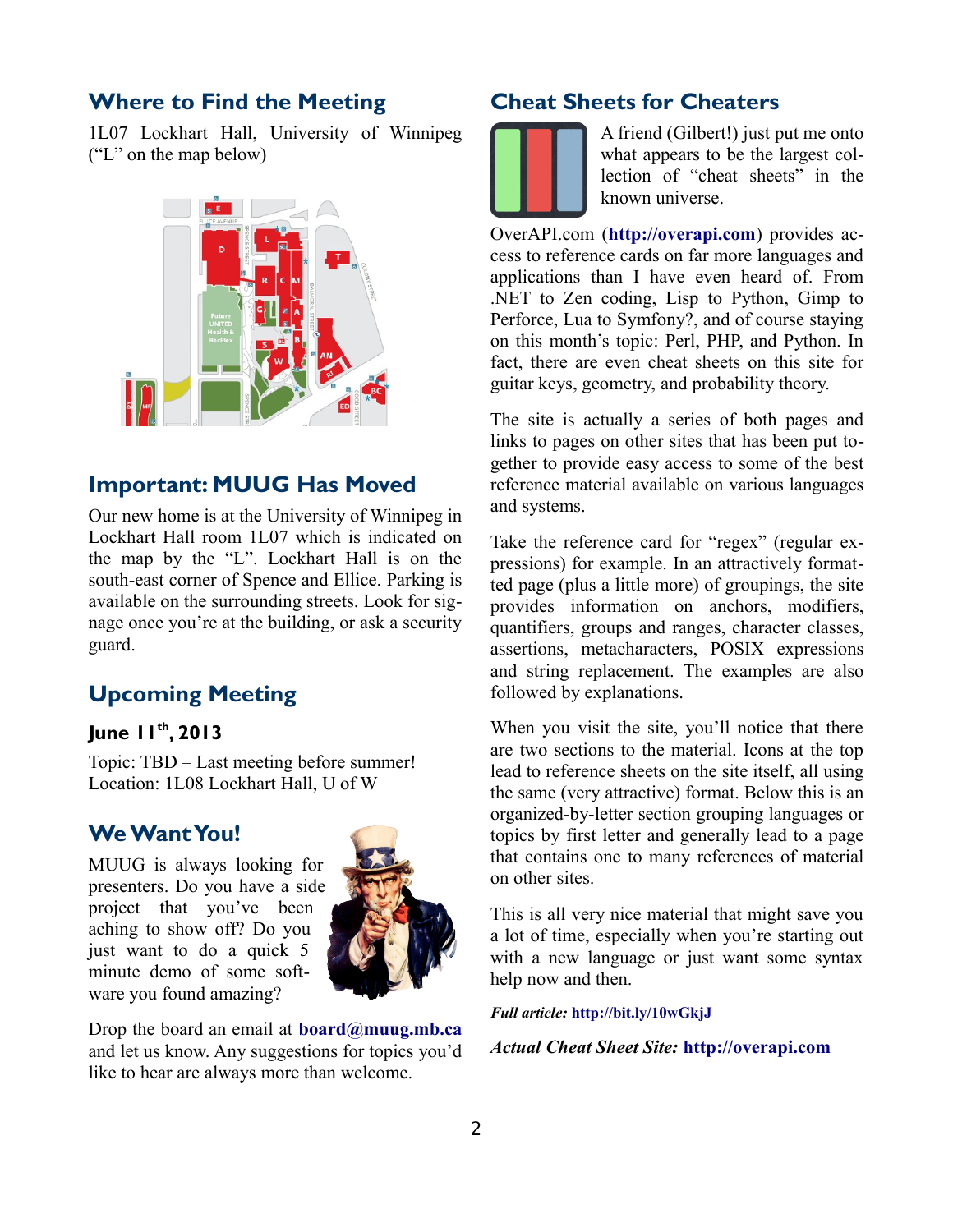## Where to Find the Meeting

1L07 Lockhart Hall, University of Winnipeg ("L" on the map below)

## Important: MUUG Has Moved

Our new home is at the University of Winnipeg in Lockhart Hall room 1L07 which is indicated on the map by the "L". Lockhart Hall is on the south-east corner of Spence and Ellice. Parking is available on the surrounding streets. Look for signage once you're at the building, or ask a security guard.

## Upcoming Meeting

### June 11th, 2013

Topic: TBD – Last meeting before summer!
Location: 1L08 Lockhart Hall, U of W

## We Want You!

MUUG is always looking for presenters. Do you have a side project that you've been aching to show off? Do you just want to do a quick 5 minute demo of some software you found amazing?

Drop the board an email at **board@muug.mb.ca** and let us know. Any suggestions for topics you'd like to hear are always more than welcome.

## Cheat Sheets for Cheaters

A friend (Gilbert!) just put me onto what appears to be the largest collection of "cheat sheets" in the known universe.

OverAPI.com (**http://overapi.com**) provides access to reference cards on far more languages and applications than I have even heard of. From .NET to Zen coding, Lisp to Python, Gimp to Perforce, Lua to Symfony?, and of course staying on this month's topic: Perl, PHP, and Python. In fact, there are even cheat sheets on this site for guitar keys, geometry, and probability theory.

The site is actually a series of both pages and links to pages on other sites that has been put together to provide easy access to some of the best reference material available on various languages and systems.

Take the reference card for "regex" (regular expressions) for example. In an attractively formatted page (plus a little more) of groupings, the site provides information on anchors, modifiers, quantifiers, groups and ranges, character classes, assertions, metacharacters, POSIX expressions and string replacement. The examples are also followed by explanations.

When you visit the site, you'll notice that there are two sections to the material. Icons at the top lead to reference sheets on the site itself, all using the same (very attractive) format. Below this is an organized-by-letter section grouping languages or topics by first letter and generally lead to a page that contains one to many references of material on other sites.

This is all very nice material that might save you a lot of time, especially when you're starting out with a new language or just want some syntax help now and then.

***Full article:*** **http://bit.ly/10wGkjJ**

***Actual Cheat Sheet Site:*** **http://overapi.com**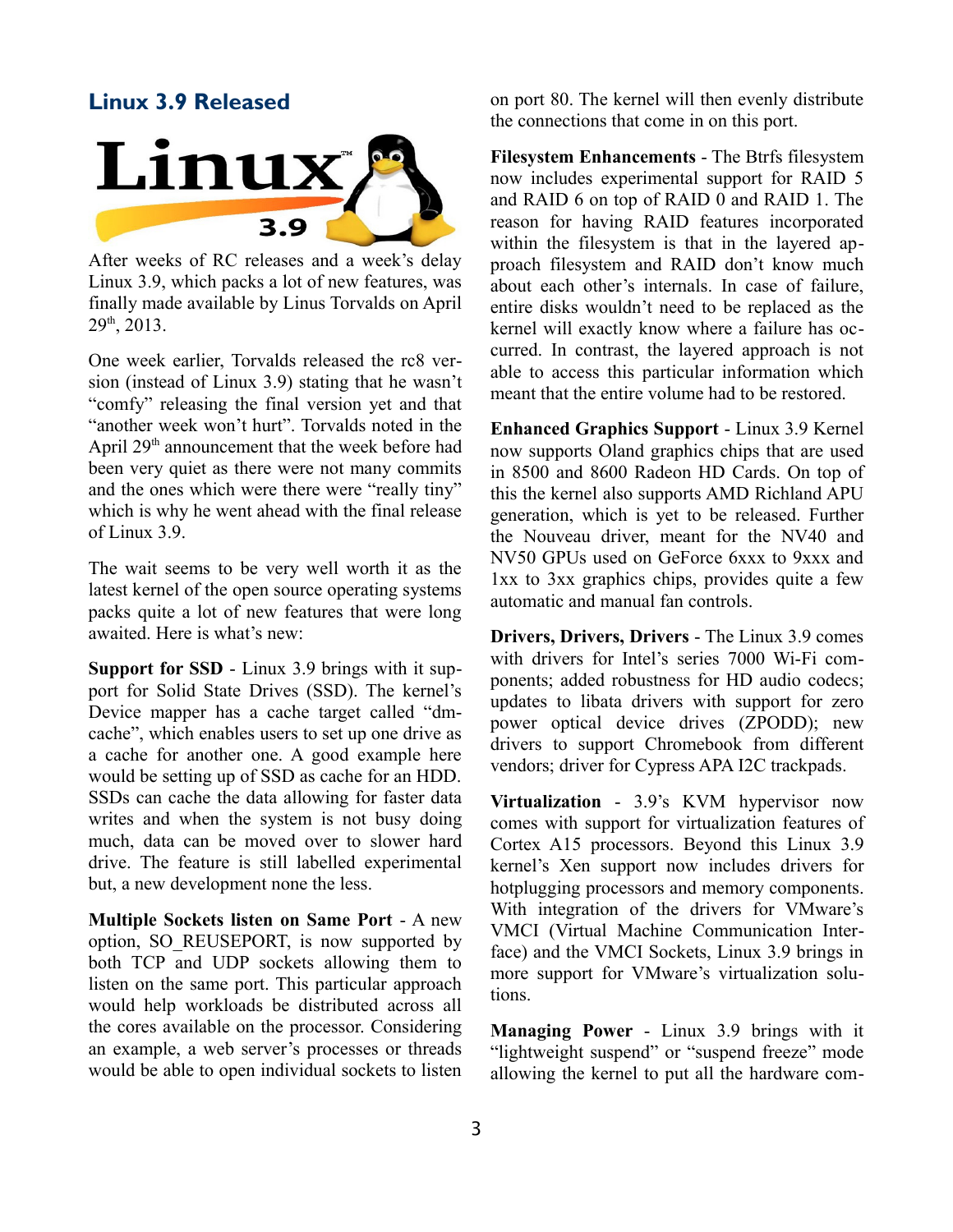## Linux 3.9 Released

After weeks of RC releases and a week's delay Linux 3.9, which packs a lot of new features, was finally made available by Linus Torvalds on April 29th, 2013.

One week earlier, Torvalds released the rc8 version (instead of Linux 3.9) stating that he wasn't "comfy" releasing the final version yet and that "another week won't hurt". Torvalds noted in the April 29th announcement that the week before had been very quiet as there were not many commits and the ones which were there were "really tiny" which is why he went ahead with the final release of Linux 3.9.

The wait seems to be very well worth it as the latest kernel of the open source operating systems packs quite a lot of new features that were long awaited. Here is what's new:

**Support for SSD** - Linux 3.9 brings with it support for Solid State Drives (SSD). The kernel's Device mapper has a cache target called "dm-cache", which enables users to set up one drive as a cache for another one. A good example here would be setting up of SSD as cache for an HDD. SSDs can cache the data allowing for faster data writes and when the system is not busy doing much, data can be moved over to slower hard drive. The feature is still labelled experimental but, a new development none the less.

**Multiple Sockets listen on Same Port** - A new option, SO_REUSEPORT, is now supported by both TCP and UDP sockets allowing them to listen on the same port. This particular approach would help workloads be distributed across all the cores available on the processor. Considering an example, a web server's processes or threads would be able to open individual sockets to listen on port 80. The kernel will then evenly distribute the connections that come in on this port.

**Filesystem Enhancements** - The Btrfs filesystem now includes experimental support for RAID 5 and RAID 6 on top of RAID 0 and RAID 1. The reason for having RAID features incorporated within the filesystem is that in the layered approach filesystem and RAID don't know much about each other's internals. In case of failure, entire disks wouldn't need to be replaced as the kernel will exactly know where a failure has occurred. In contrast, the layered approach is not able to access this particular information which meant that the entire volume had to be restored.

**Enhanced Graphics Support** - Linux 3.9 Kernel now supports Oland graphics chips that are used in 8500 and 8600 Radeon HD Cards. On top of this the kernel also supports AMD Richland APU generation, which is yet to be released. Further the Nouveau driver, meant for the NV40 and NV50 GPUs used on GeForce 6xxx to 9xxx and 1xx to 3xx graphics chips, provides quite a few automatic and manual fan controls.

**Drivers, Drivers, Drivers** - The Linux 3.9 comes with drivers for Intel's series 7000 Wi-Fi components; added robustness for HD audio codecs; updates to libata drivers with support for zero power optical device drives (ZPODD); new drivers to support Chromebook from different vendors; driver for Cypress APA I2C trackpads.

**Virtualization** - 3.9's KVM hypervisor now comes with support for virtualization features of Cortex A15 processors. Beyond this Linux 3.9 kernel's Xen support now includes drivers for hotplugging processors and memory components. With integration of the drivers for VMware's VMCI (Virtual Machine Communication Interface) and the VMCI Sockets, Linux 3.9 brings in more support for VMware's virtualization solutions.

**Managing Power** - Linux 3.9 brings with it "lightweight suspend" or "suspend freeze" mode allowing the kernel to put all the hardware com-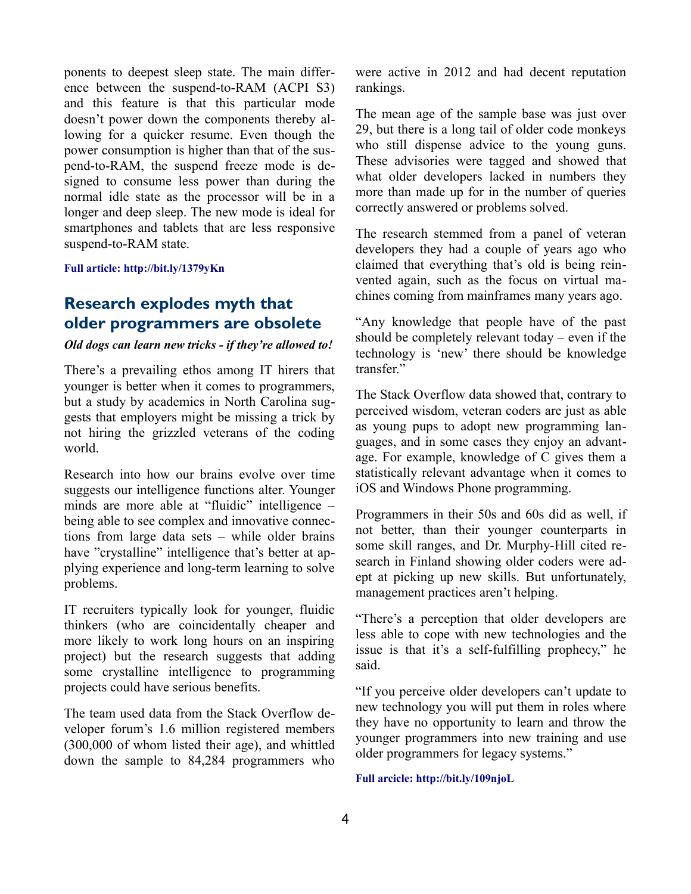ponents to deepest sleep state. The main difference between the suspend-to-RAM (ACPI S3) and this feature is that this particular mode doesn't power down the components thereby allowing for a quicker resume. Even though the power consumption is higher than that of the suspend-to-RAM, the suspend freeze mode is designed to consume less power than during the normal idle state as the processor will be in a longer and deep sleep. The new mode is ideal for smartphones and tablets that are less responsive suspend-to-RAM state.

**Full article: http://bit.ly/1379yKn**

## Research explodes myth that older programmers are obsolete

***Old dogs can learn new tricks - if they're allowed to!***

There's a prevailing ethos among IT hirers that younger is better when it comes to programmers, but a study by academics in North Carolina suggests that employers might be missing a trick by not hiring the grizzled veterans of the coding world.

Research into how our brains evolve over time suggests our intelligence functions alter. Younger minds are more able at "fluidic" intelligence – being able to see complex and innovative connections from large data sets – while older brains have "crystalline" intelligence that's better at applying experience and long-term learning to solve problems.

IT recruiters typically look for younger, fluidic thinkers (who are coincidentally cheaper and more likely to work long hours on an inspiring project) but the research suggests that adding some crystalline intelligence to programming projects could have serious benefits.

The team used data from the Stack Overflow developer forum's 1.6 million registered members (300,000 of whom listed their age), and whittled down the sample to 84,284 programmers who were active in 2012 and had decent reputation rankings.

The mean age of the sample base was just over 29, but there is a long tail of older code monkeys who still dispense advice to the young guns. These advisories were tagged and showed that what older developers lacked in numbers they more than made up for in the number of queries correctly answered or problems solved.

The research stemmed from a panel of veteran developers they had a couple of years ago who claimed that everything that's old is being reinvented again, such as the focus on virtual machines coming from mainframes many years ago.

"Any knowledge that people have of the past should be completely relevant today – even if the technology is 'new' there should be knowledge transfer."

The Stack Overflow data showed that, contrary to perceived wisdom, veteran coders are just as able as young pups to adopt new programming languages, and in some cases they enjoy an advantage. For example, knowledge of C gives them a statistically relevant advantage when it comes to iOS and Windows Phone programming.

Programmers in their 50s and 60s did as well, if not better, than their younger counterparts in some skill ranges, and Dr. Murphy-Hill cited research in Finland showing older coders were adept at picking up new skills. But unfortunately, management practices aren't helping.

"There's a perception that older developers are less able to cope with new technologies and the issue is that it's a self-fulfilling prophecy," he said.

"If you perceive older developers can't update to new technology you will put them in roles where they have no opportunity to learn and throw the younger programmers into new training and use older programmers for legacy systems."

**Full arcicle: http://bit.ly/109njoL**